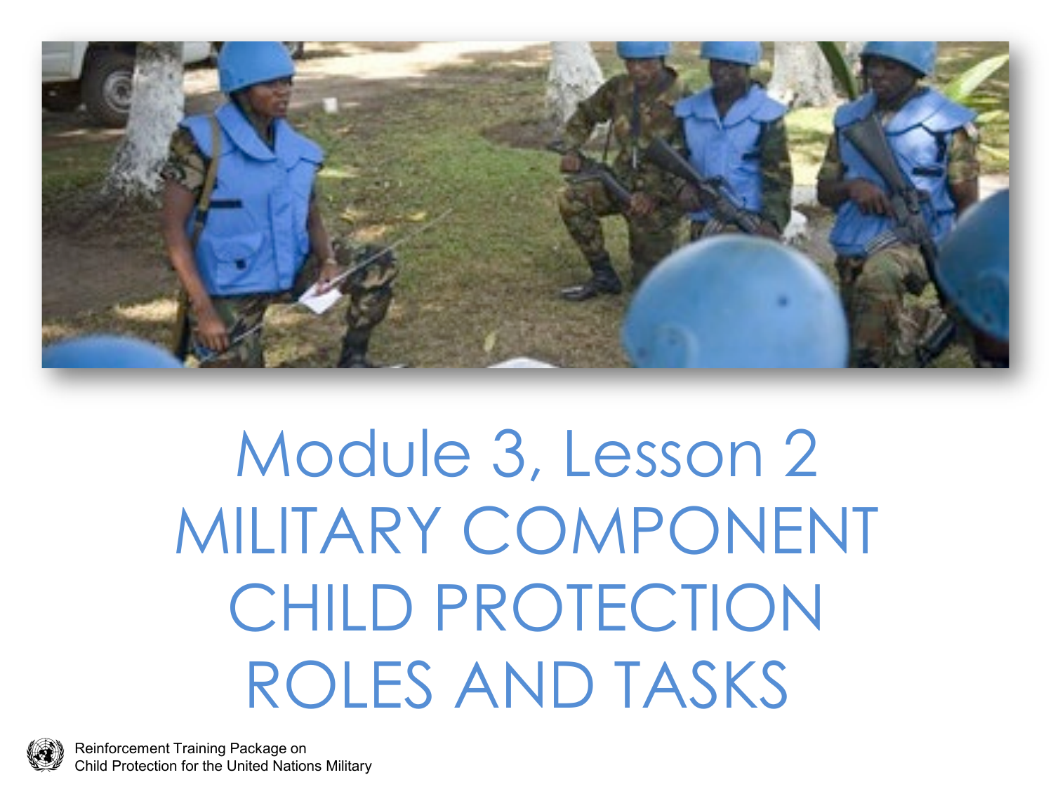# Module 3, Lesson 2
# MILITARY COMPONENT CHILD PROTECTION ROLES AND TASKS

Reinforcement Training Package on
Child Protection for the United Nations Military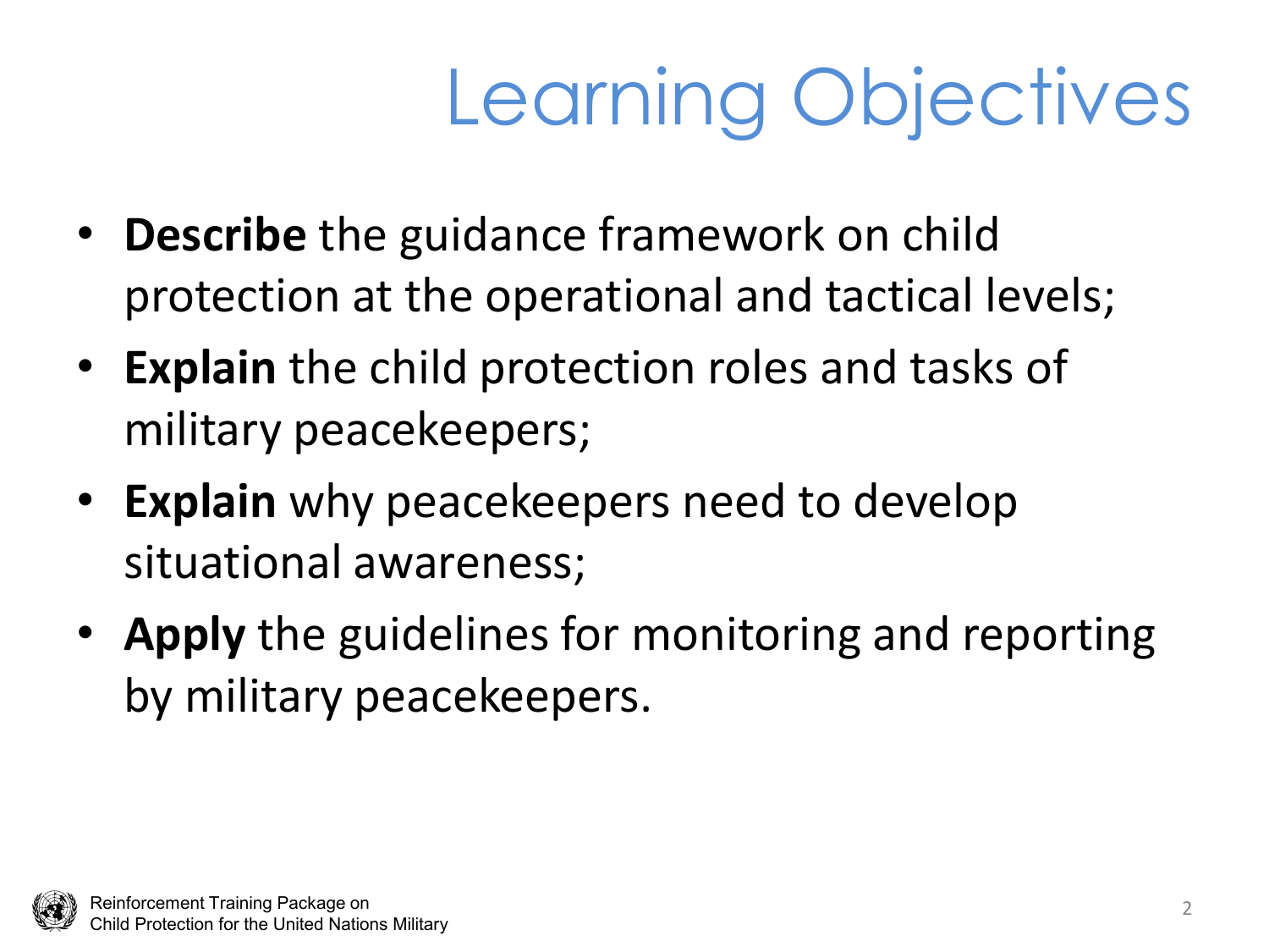# Learning Objectives

- **Describe** the guidance framework on child protection at the operational and tactical levels;
- **Explain** the child protection roles and tasks of military peacekeepers;
- **Explain** why peacekeepers need to develop situational awareness;
- **Apply** the guidelines for monitoring and reporting by military peacekeepers.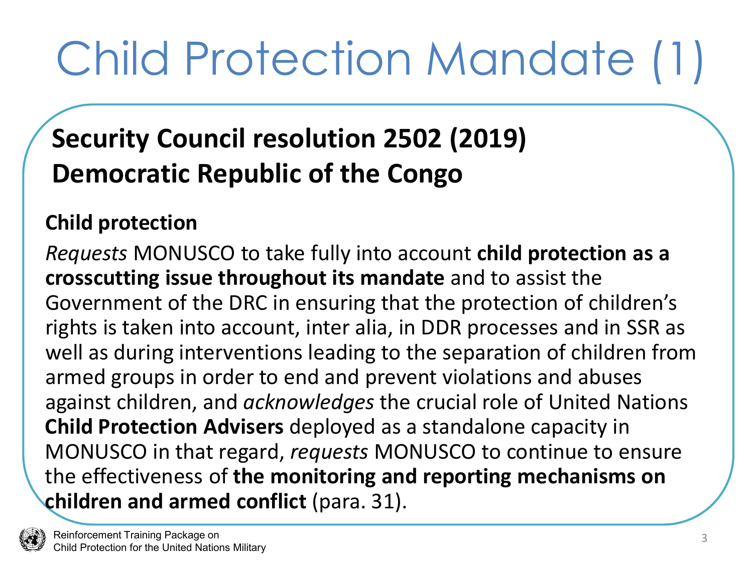# Child Protection Mandate (1)

## Security Council resolution 2502 (2019) Democratic Republic of the Congo

### Child protection

*Requests* MONUSCO to take fully into account **child protection as a crosscutting issue throughout its mandate** and to assist the Government of the DRC in ensuring that the protection of children's rights is taken into account, inter alia, in DDR processes and in SSR as well as during interventions leading to the separation of children from armed groups in order to end and prevent violations and abuses against children, and *acknowledges* the crucial role of United Nations **Child Protection Advisers** deployed as a standalone capacity in MONUSCO in that regard, *requests* MONUSCO to continue to ensure the effectiveness of **the monitoring and reporting mechanisms on children and armed conflict** (para. 31).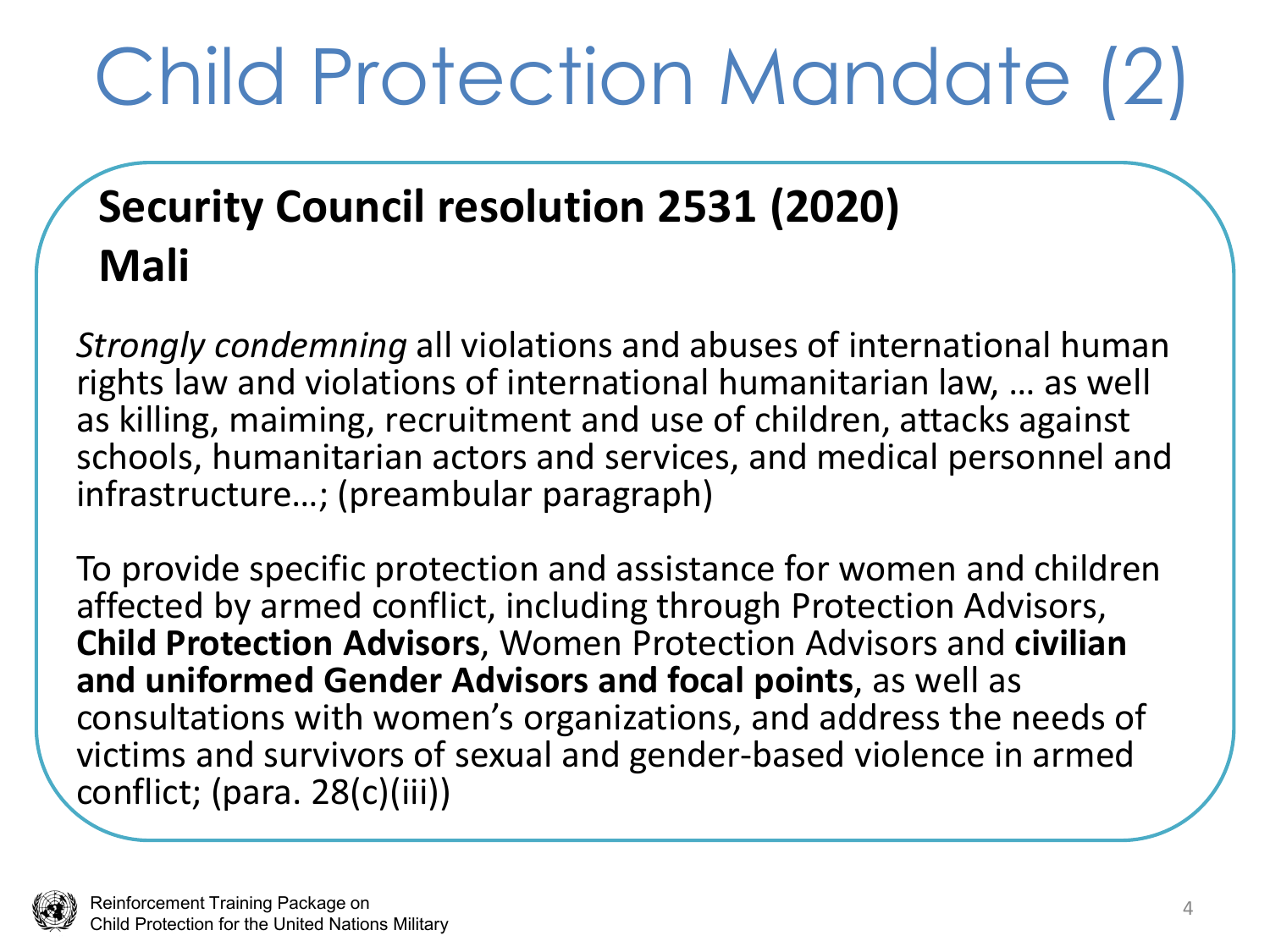# Child Protection Mandate (2)

## Security Council resolution 2531 (2020)
## Mali

*Strongly condemning* all violations and abuses of international human rights law and violations of international humanitarian law, … as well as killing, maiming, recruitment and use of children, attacks against schools, humanitarian actors and services, and medical personnel and infrastructure…; (preambular paragraph)

To provide specific protection and assistance for women and children affected by armed conflict, including through Protection Advisors, **Child Protection Advisors**, Women Protection Advisors and **civilian and uniformed Gender Advisors and focal points**, as well as consultations with women's organizations, and address the needs of victims and survivors of sexual and gender-based violence in armed conflict; (para. 28(c)(iii))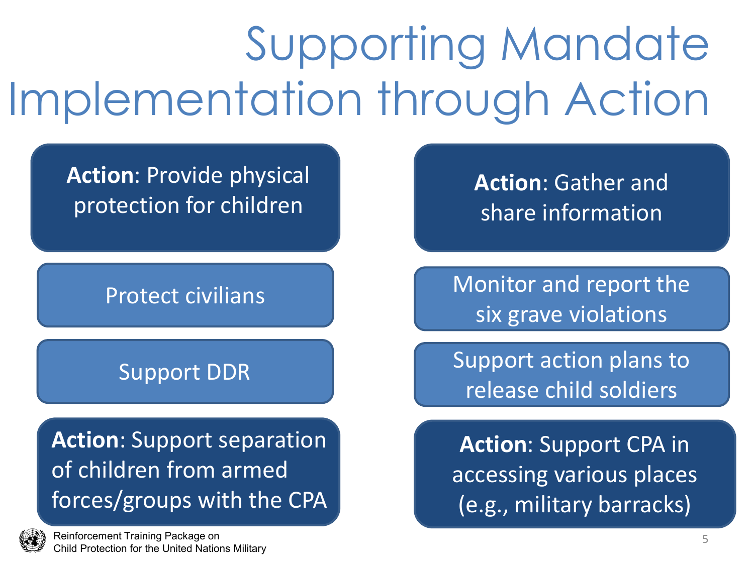# Supporting Mandate Implementation through Action

**Action**: Provide physical protection for children

- Protect civilians
- Support DDR

**Action**: Support separation of children from armed forces/groups with the CPA

**Action**: Gather and share information

- Monitor and report the six grave violations
- Support action plans to release child soldiers

**Action**: Support CPA in accessing various places (e.g., military barracks)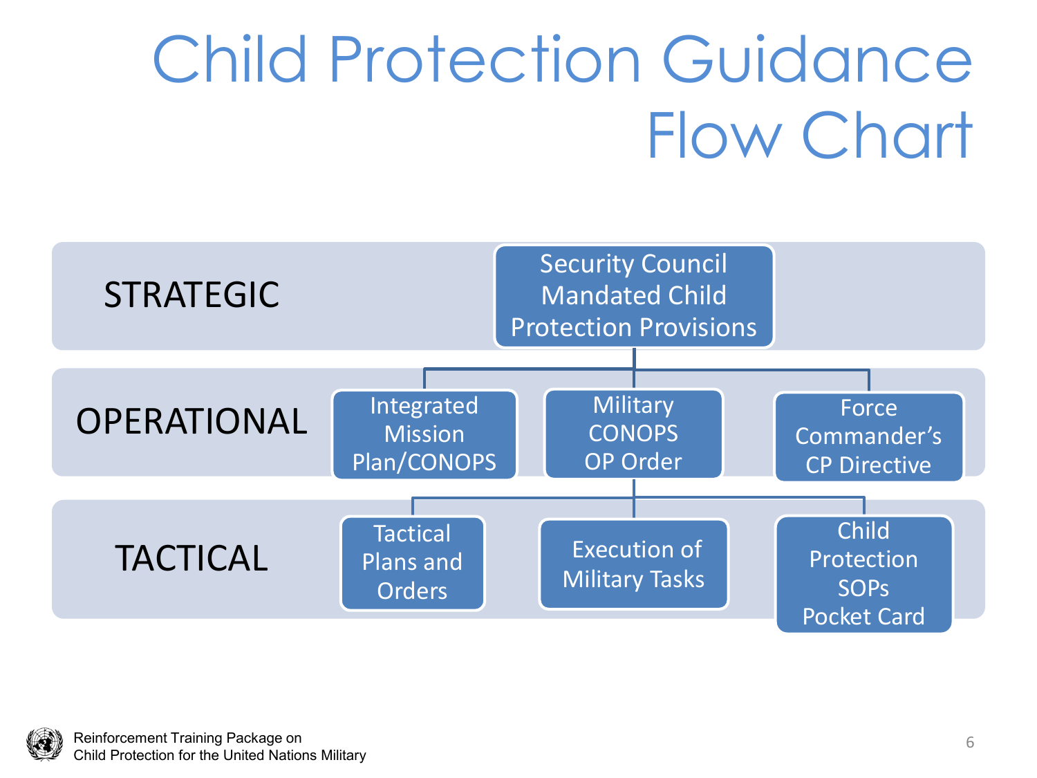# Child Protection Guidance Flow Chart

| Level | | | |
|---|---|---|---|
| STRATEGIC | | Security Council Mandated Child Protection Provisions | |
| OPERATIONAL | Integrated Mission Plan/CONOPS | Military CONOPS OP Order | Force Commander's CP Directive |
| TACTICAL | Tactical Plans and Orders | Execution of Military Tasks | Child Protection SOPs Pocket Card |

Reinforcement Training Package on Child Protection for the United Nations Military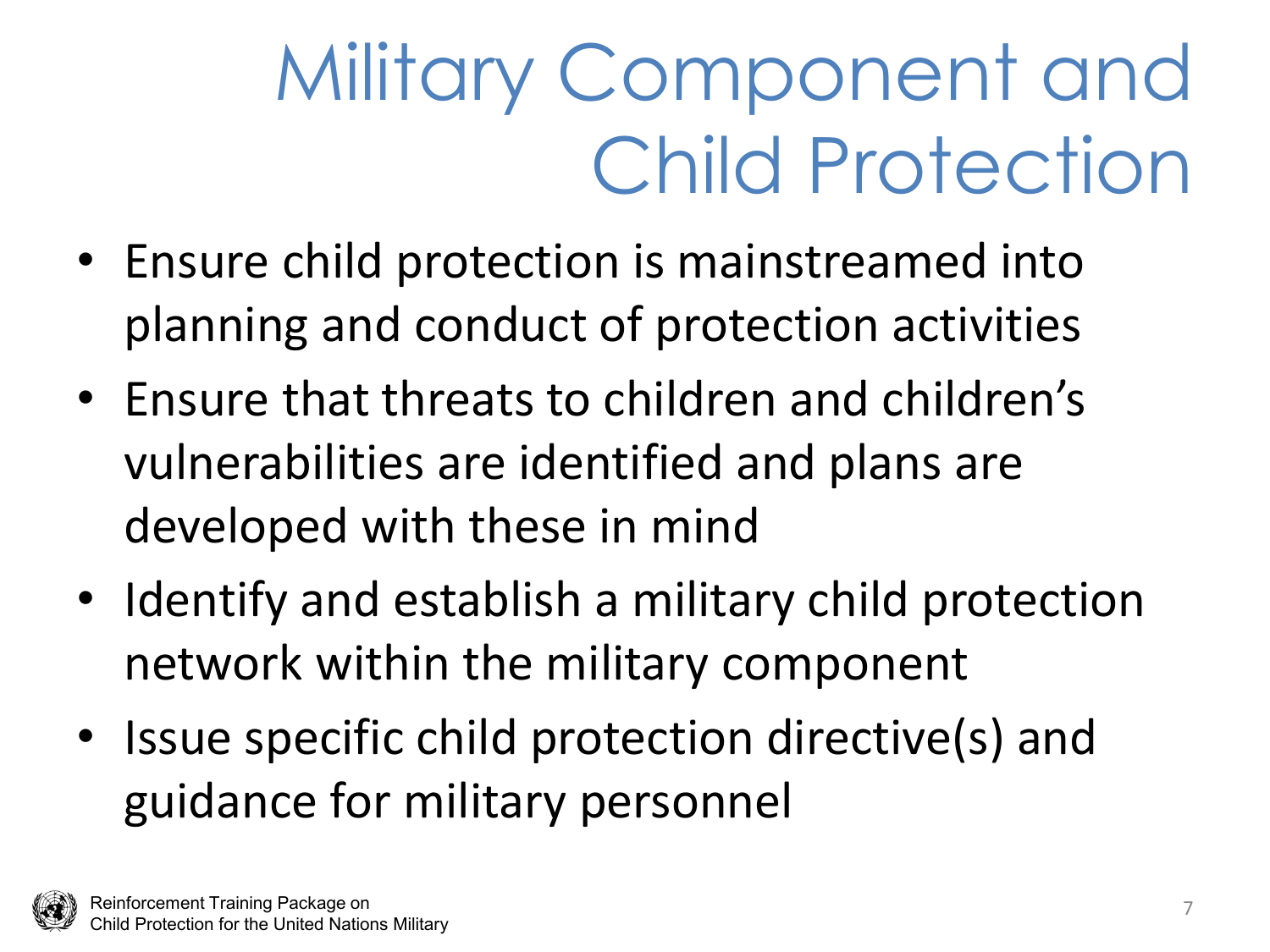# Military Component and Child Protection

- Ensure child protection is mainstreamed into planning and conduct of protection activities
- Ensure that threats to children and children's vulnerabilities are identified and plans are developed with these in mind
- Identify and establish a military child protection network within the military component
- Issue specific child protection directive(s) and guidance for military personnel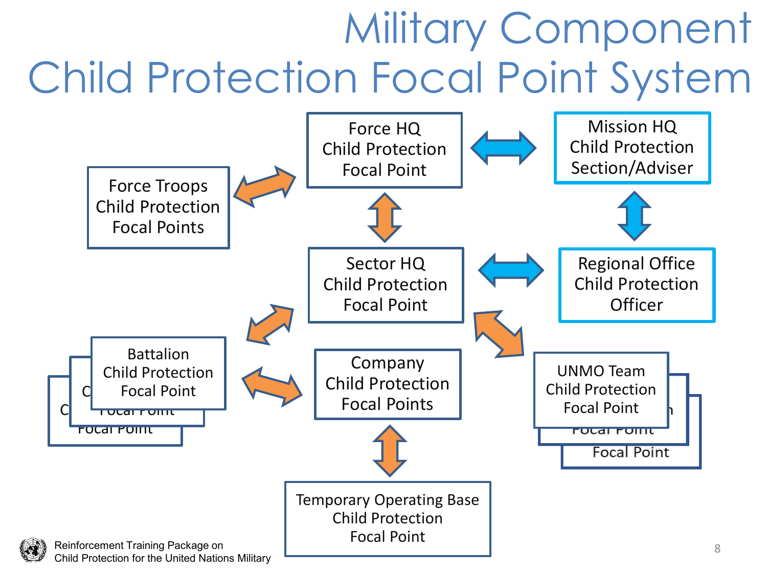# Military Component Child Protection Focal Point System

Force HQ Child Protection Focal Point

Mission HQ Child Protection Section/Adviser

Force Troops Child Protection Focal Points

Sector HQ Child Protection Focal Point

Regional Office Child Protection Officer

Battalion Child Protection Focal Point

Company Child Protection Focal Points

UNMO Team Child Protection Focal Point

Temporary Operating Base Child Protection Focal Point

Reinforcement Training Package on Child Protection for the United Nations Military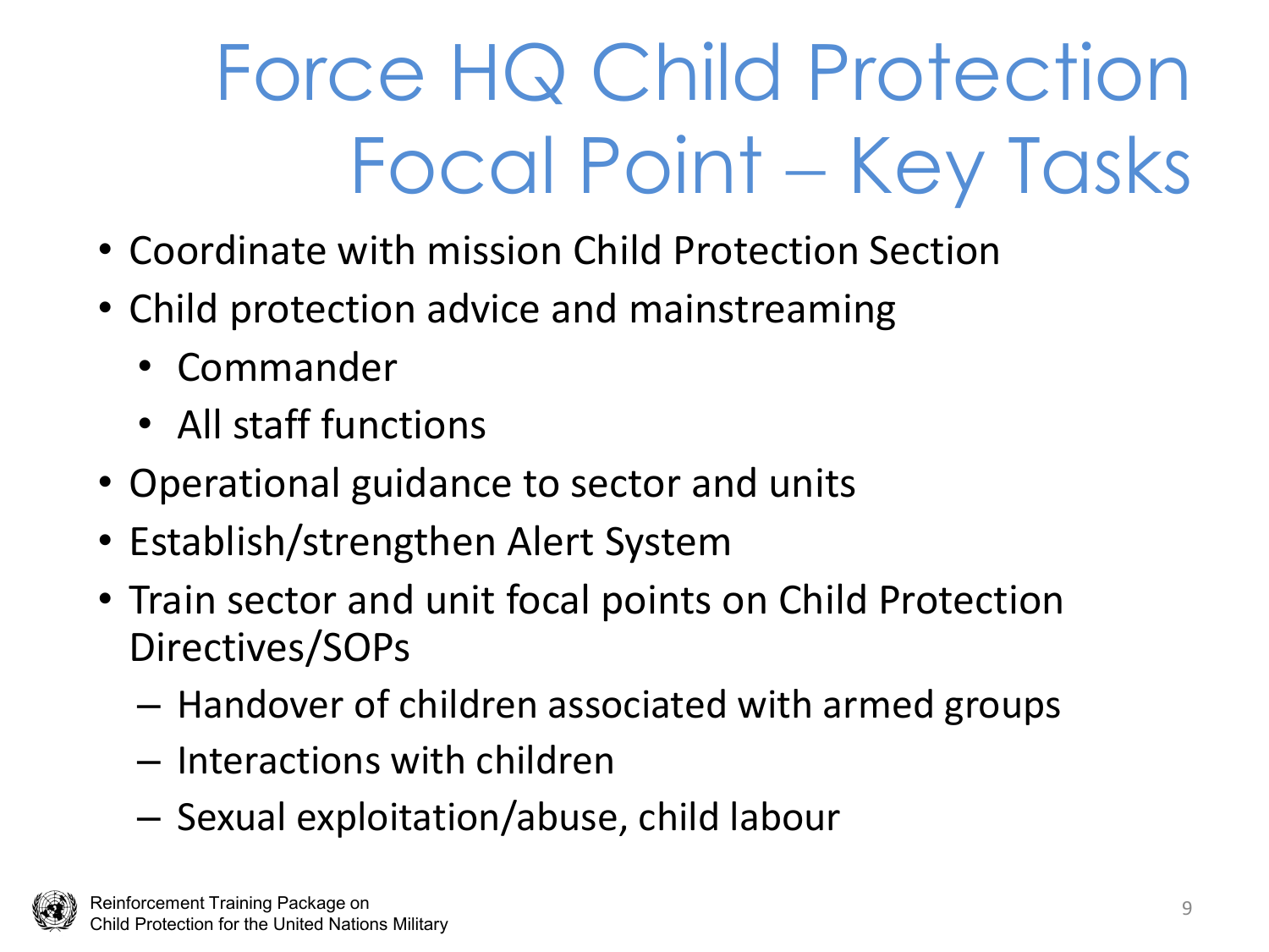# Force HQ Child Protection Focal Point – Key Tasks

- Coordinate with mission Child Protection Section
- Child protection advice and mainstreaming
  - Commander
  - All staff functions
- Operational guidance to sector and units
- Establish/strengthen Alert System
- Train sector and unit focal points on Child Protection Directives/SOPs
  - Handover of children associated with armed groups
  - Interactions with children
  - Sexual exploitation/abuse, child labour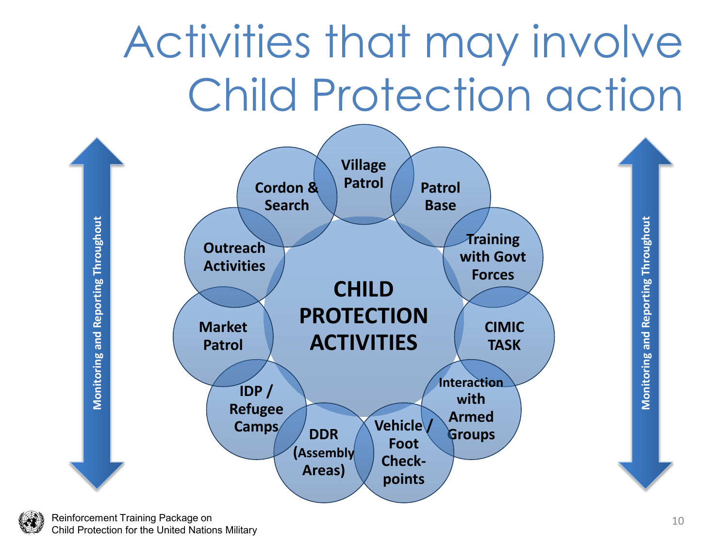# Activities that may involve Child Protection action

**CHILD PROTECTION ACTIVITIES**

- Village Patrol
- Patrol Base
- Training with Govt Forces
- CIMIC TASK
- Interaction with Armed Groups
- Vehicle / Foot Check-points
- DDR (Assembly Areas)
- IDP / Refugee Camps
- Market Patrol
- Outreach Activities
- Cordon & Search

Monitoring and Reporting Throughout

Monitoring and Reporting Throughout

Reinforcement Training Package on
Child Protection for the United Nations Military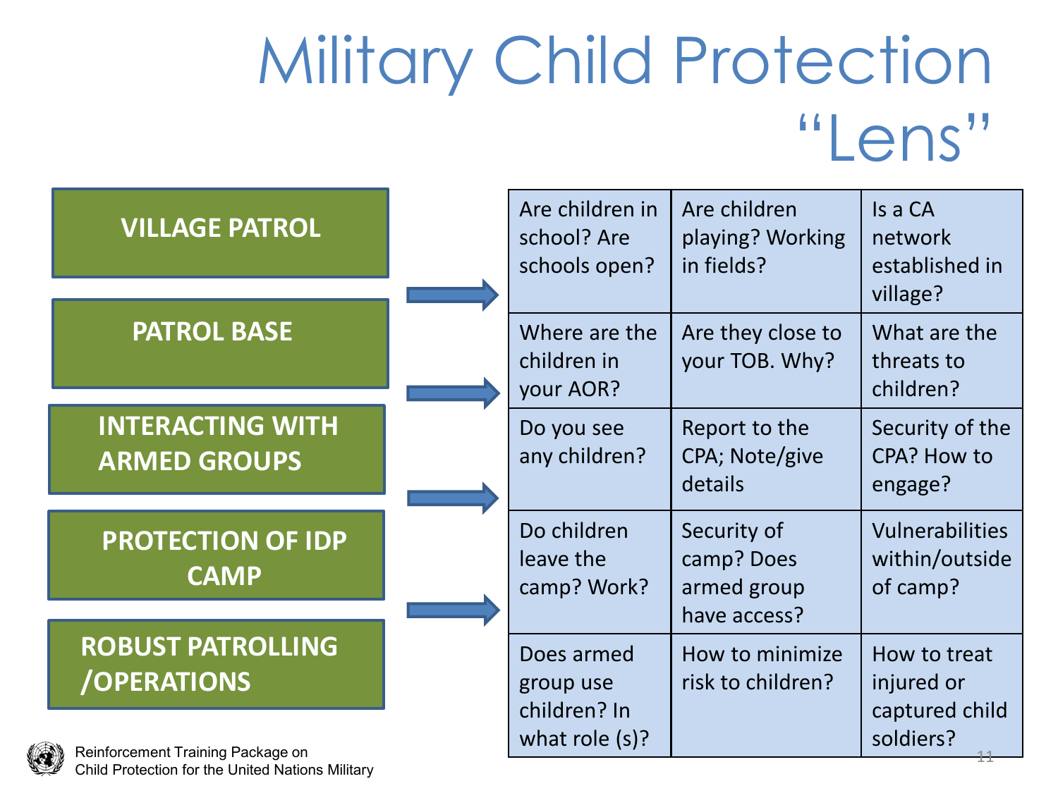# Military Child Protection "Lens"

| Situation | | | |
|---|---|---|---|
| **VILLAGE PATROL** | Are children in school? Are schools open? | Are children playing? Working in fields? | Is a CA network established in village? |
| **PATROL BASE** | Where are the children in your AOR? | Are they close to your TOB. Why? | What are the threats to children? |
| **INTERACTING WITH ARMED GROUPS** | Do you see any children? | Report to the CPA; Note/give details | Security of the CPA? How to engage? |
| **PROTECTION OF IDP CAMP** | Do children leave the camp? Work? | Security of camp? Does armed group have access? | Vulnerabilities within/outside of camp? |
| **ROBUST PATROLLING /OPERATIONS** | Does armed group use children? In what role (s)? | How to minimize risk to children? | How to treat injured or captured child soldiers? |

Reinforcement Training Package on Child Protection for the United Nations Military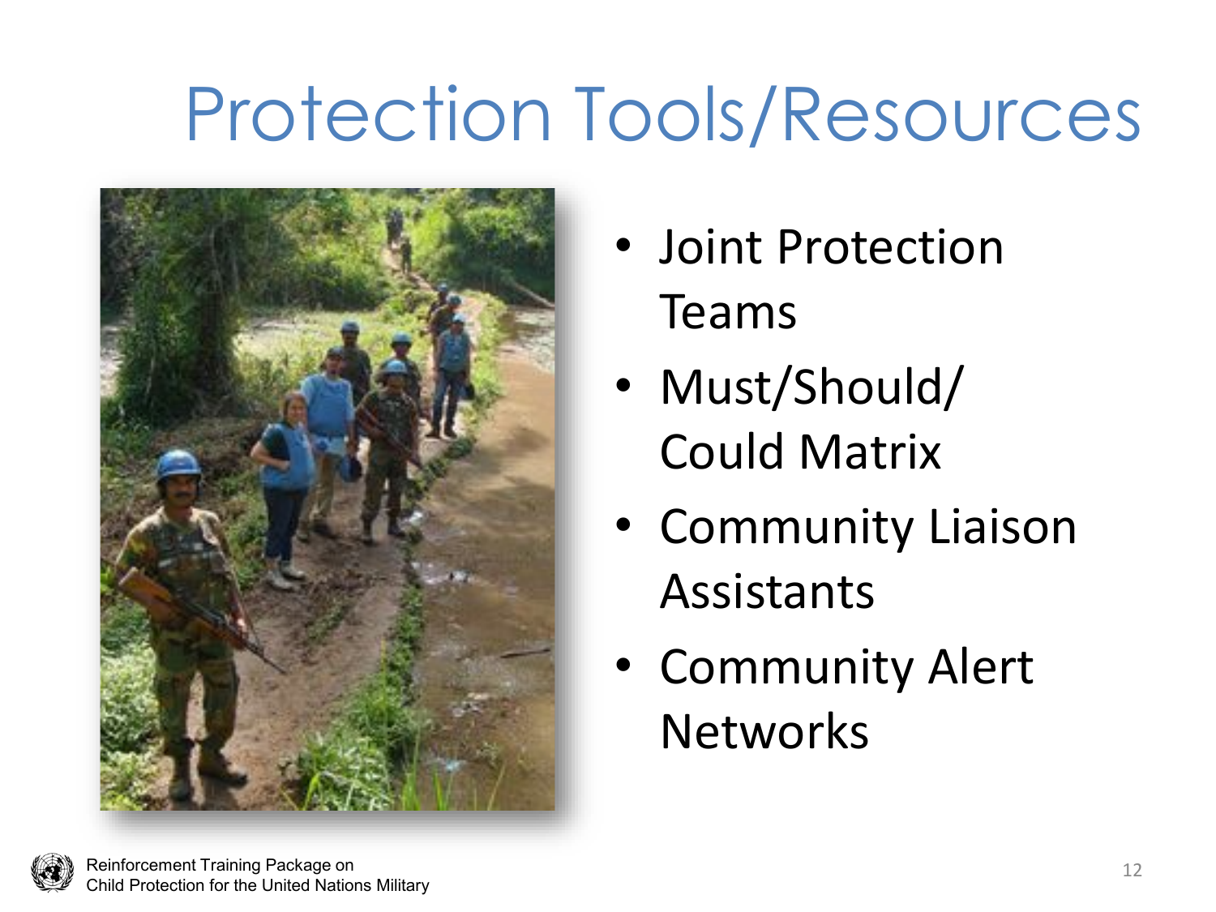# Protection Tools/Resources

- Joint Protection Teams
- Must/Should/ Could Matrix
- Community Liaison Assistants
- Community Alert Networks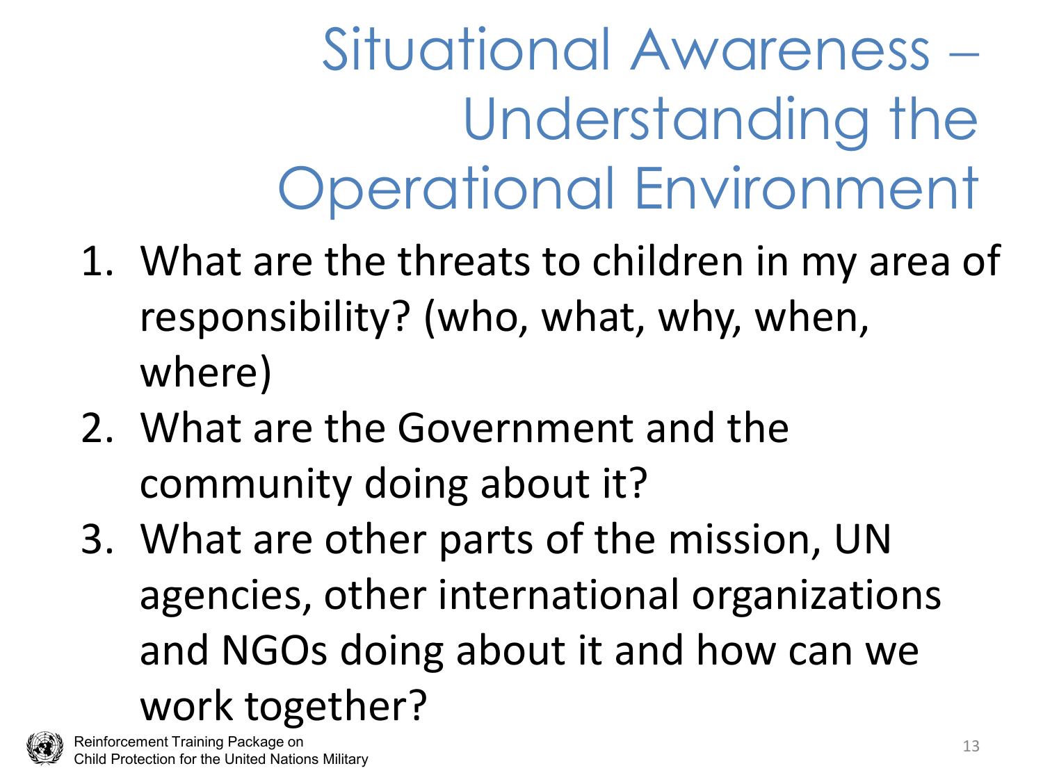# Situational Awareness – Understanding the Operational Environment

1. What are the threats to children in my area of responsibility? (who, what, why, when, where)
2. What are the Government and the community doing about it?
3. What are other parts of the mission, UN agencies, other international organizations and NGOs doing about it and how can we work together?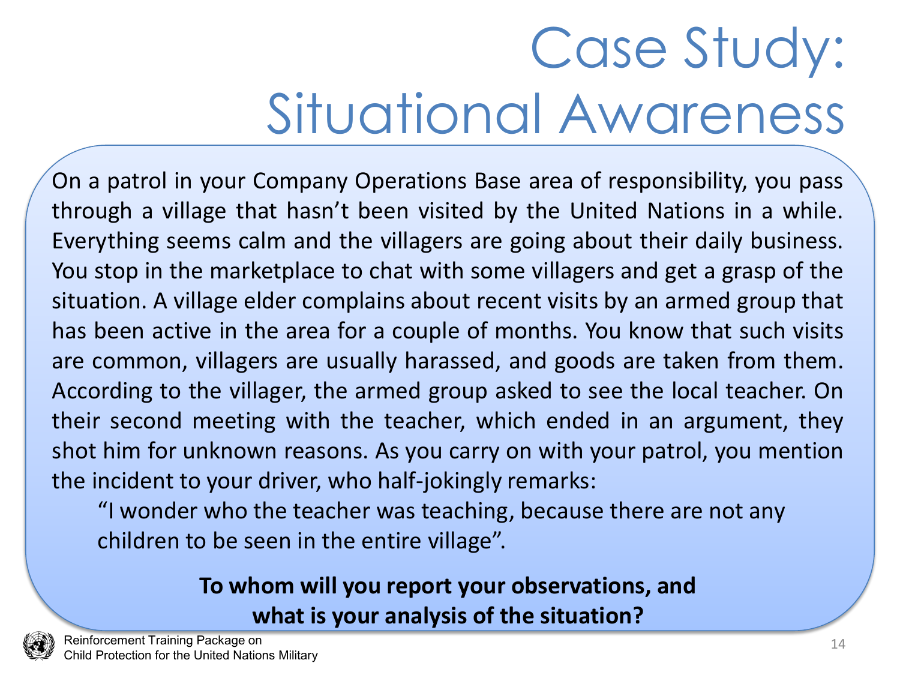# Case Study: Situational Awareness

On a patrol in your Company Operations Base area of responsibility, you pass through a village that hasn't been visited by the United Nations in a while. Everything seems calm and the villagers are going about their daily business. You stop in the marketplace to chat with some villagers and get a grasp of the situation. A village elder complains about recent visits by an armed group that has been active in the area for a couple of months. You know that such visits are common, villagers are usually harassed, and goods are taken from them. According to the villager, the armed group asked to see the local teacher. On their second meeting with the teacher, which ended in an argument, they shot him for unknown reasons. As you carry on with your patrol, you mention the incident to your driver, who half-jokingly remarks:

> "I wonder who the teacher was teaching, because there are not any children to be seen in the entire village".

**To whom will you report your observations, and what is your analysis of the situation?**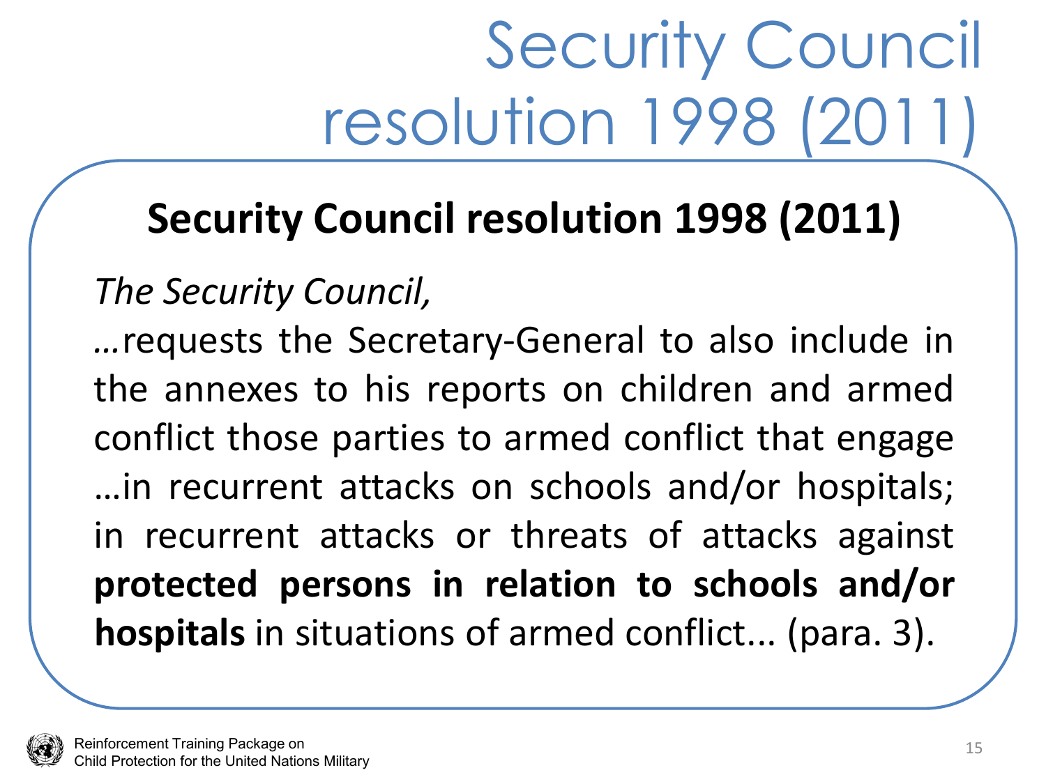# Security Council resolution 1998 (2011)

## Security Council resolution 1998 (2011)

*The Security Council,*

…requests the Secretary-General to also include in the annexes to his reports on children and armed conflict those parties to armed conflict that engage …in recurrent attacks on schools and/or hospitals; in recurrent attacks or threats of attacks against **protected persons in relation to schools and/or hospitals** in situations of armed conflict... (para. 3).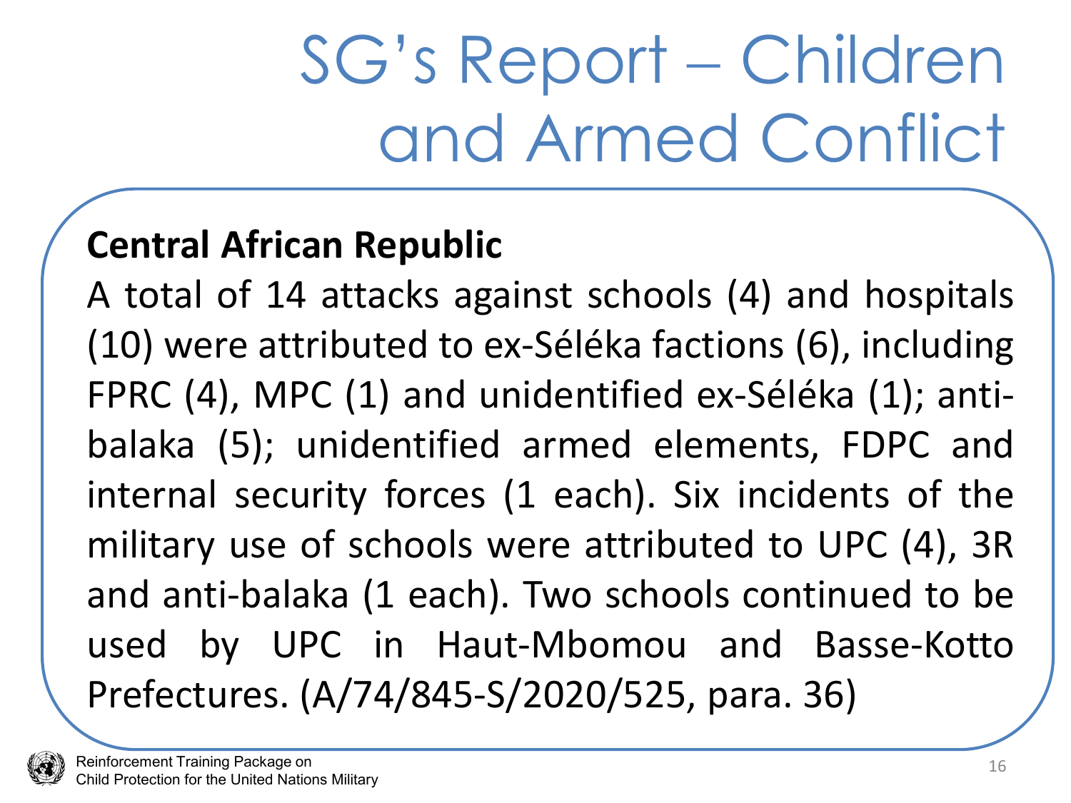# SG's Report – Children and Armed Conflict

**Central African Republic**

A total of 14 attacks against schools (4) and hospitals (10) were attributed to ex-Séléka factions (6), including FPRC (4), MPC (1) and unidentified ex-Séléka (1); anti-balaka (5); unidentified armed elements, FDPC and internal security forces (1 each). Six incidents of the military use of schools were attributed to UPC (4), 3R and anti-balaka (1 each). Two schools continued to be used by UPC in Haut-Mbomou and Basse-Kotto Prefectures. (A/74/845-S/2020/525, para. 36)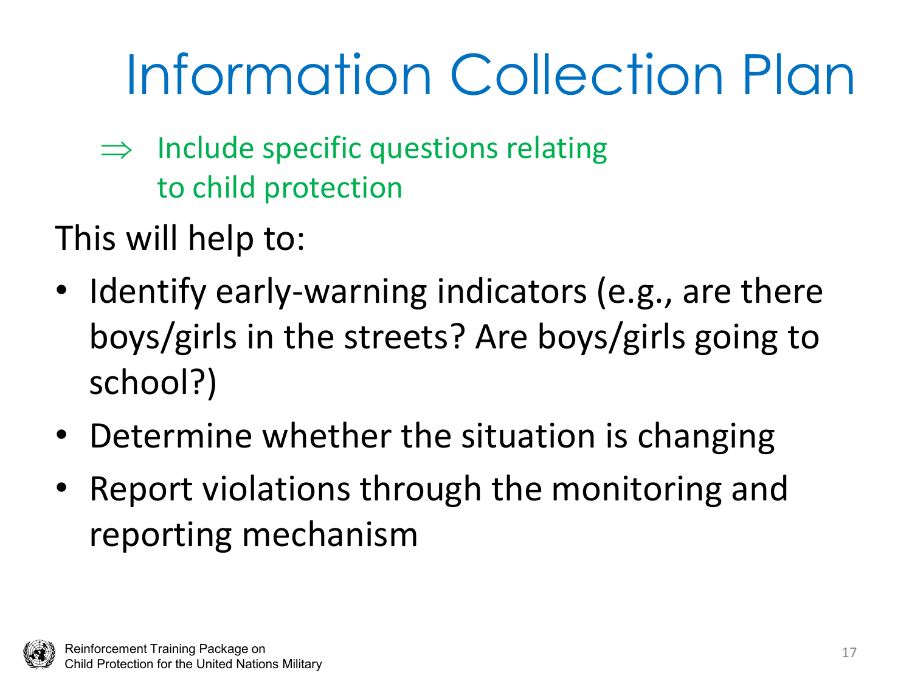# Information Collection Plan

⇒ Include specific questions relating to child protection

This will help to:

- Identify early-warning indicators (e.g., are there boys/girls in the streets? Are boys/girls going to school?)
- Determine whether the situation is changing
- Report violations through the monitoring and reporting mechanism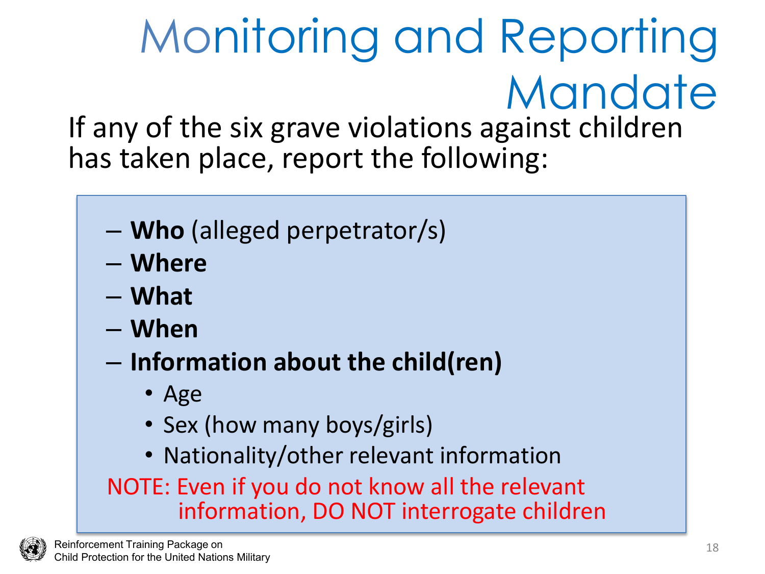# Monitoring and Reporting Mandate

If any of the six grave violations against children has taken place, report the following:

- **Who** (alleged perpetrator/s)
- **Where**
- **What**
- **When**
- **Information about the child(ren)**
  - Age
  - Sex (how many boys/girls)
  - Nationality/other relevant information

NOTE: Even if you do not know all the relevant information, DO NOT interrogate children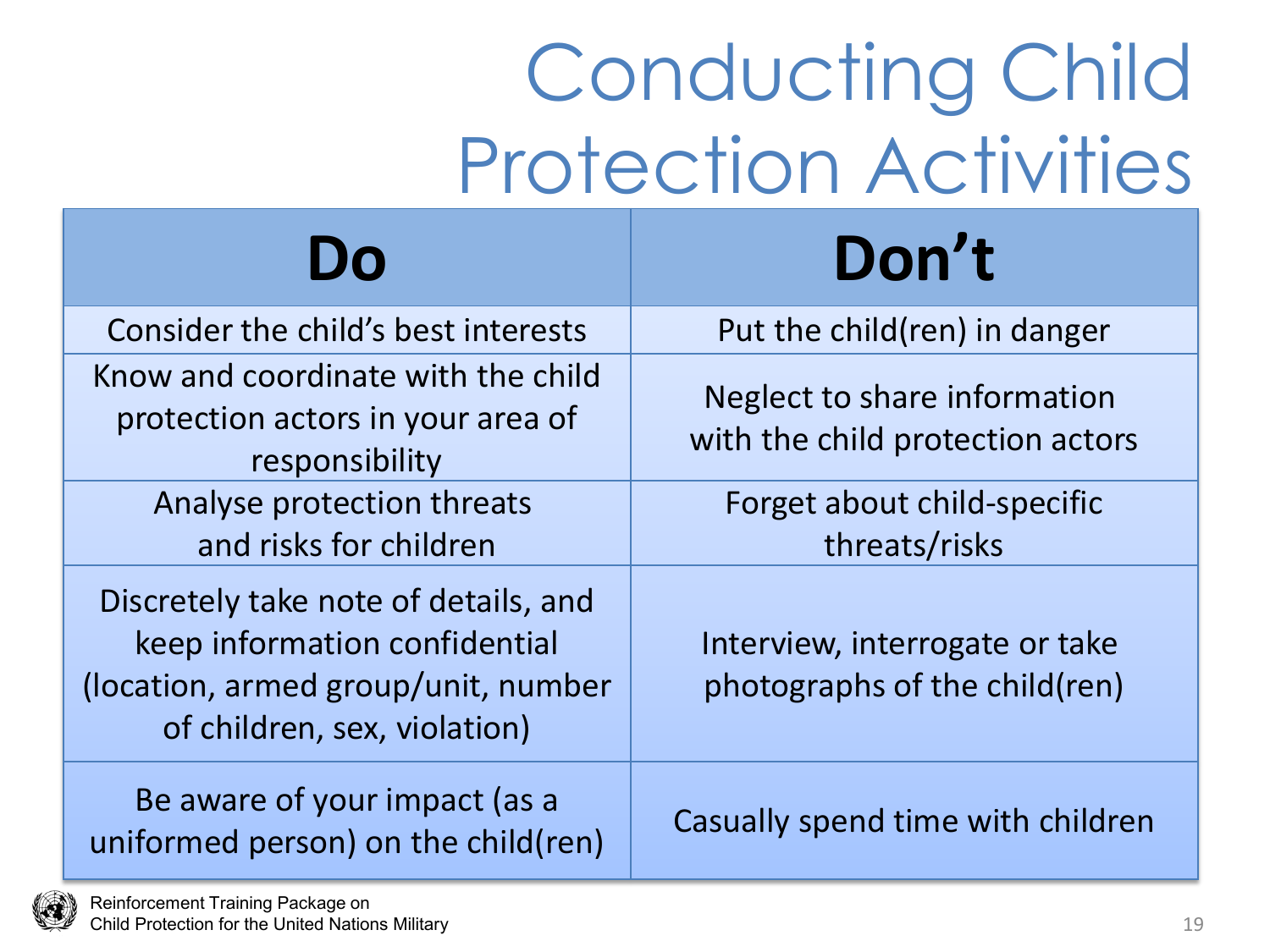# Conducting Child Protection Activities

| Do | Don't |
|---|---|
| Consider the child's best interests | Put the child(ren) in danger |
| Know and coordinate with the child protection actors in your area of responsibility | Neglect to share information with the child protection actors |
| Analyse protection threats and risks for children | Forget about child-specific threats/risks |
| Discretely take note of details, and keep information confidential (location, armed group/unit, number of children, sex, violation) | Interview, interrogate or take photographs of the child(ren) |
| Be aware of your impact (as a uniformed person) on the child(ren) | Casually spend time with children |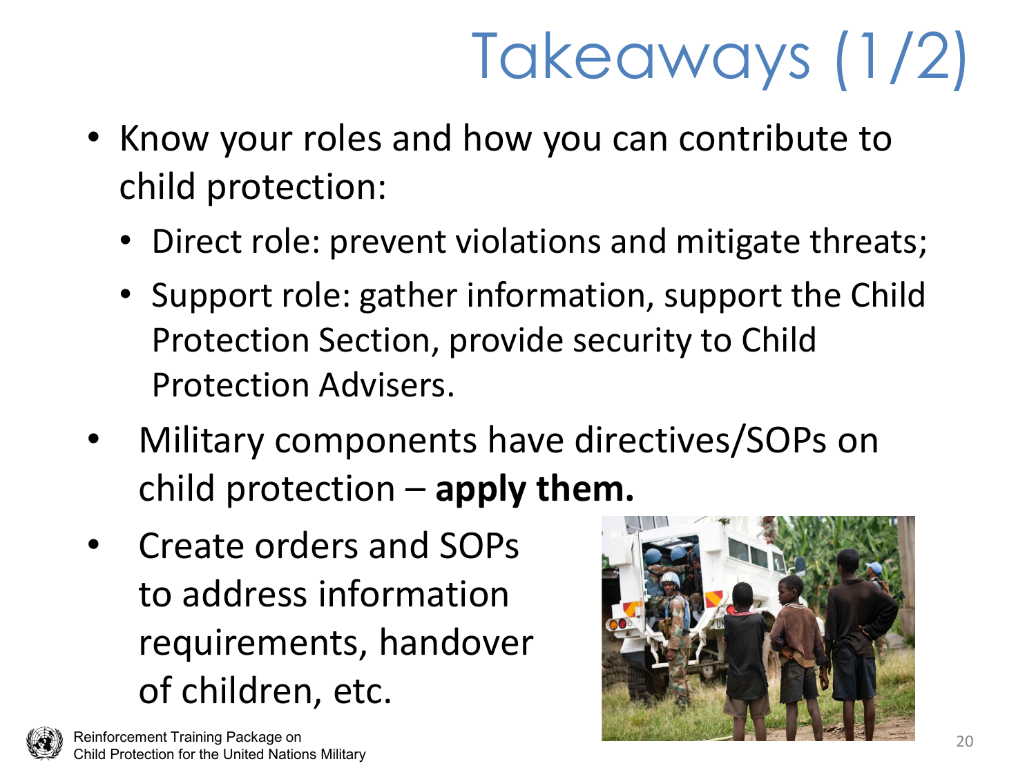# Takeaways (1/2)

- Know your roles and how you can contribute to child protection:
  - Direct role: prevent violations and mitigate threats;
  - Support role: gather information, support the Child Protection Section, provide security to Child Protection Advisers.
- Military components have directives/SOPs on child protection – **apply them.**
- Create orders and SOPs to address information requirements, handover of children, etc.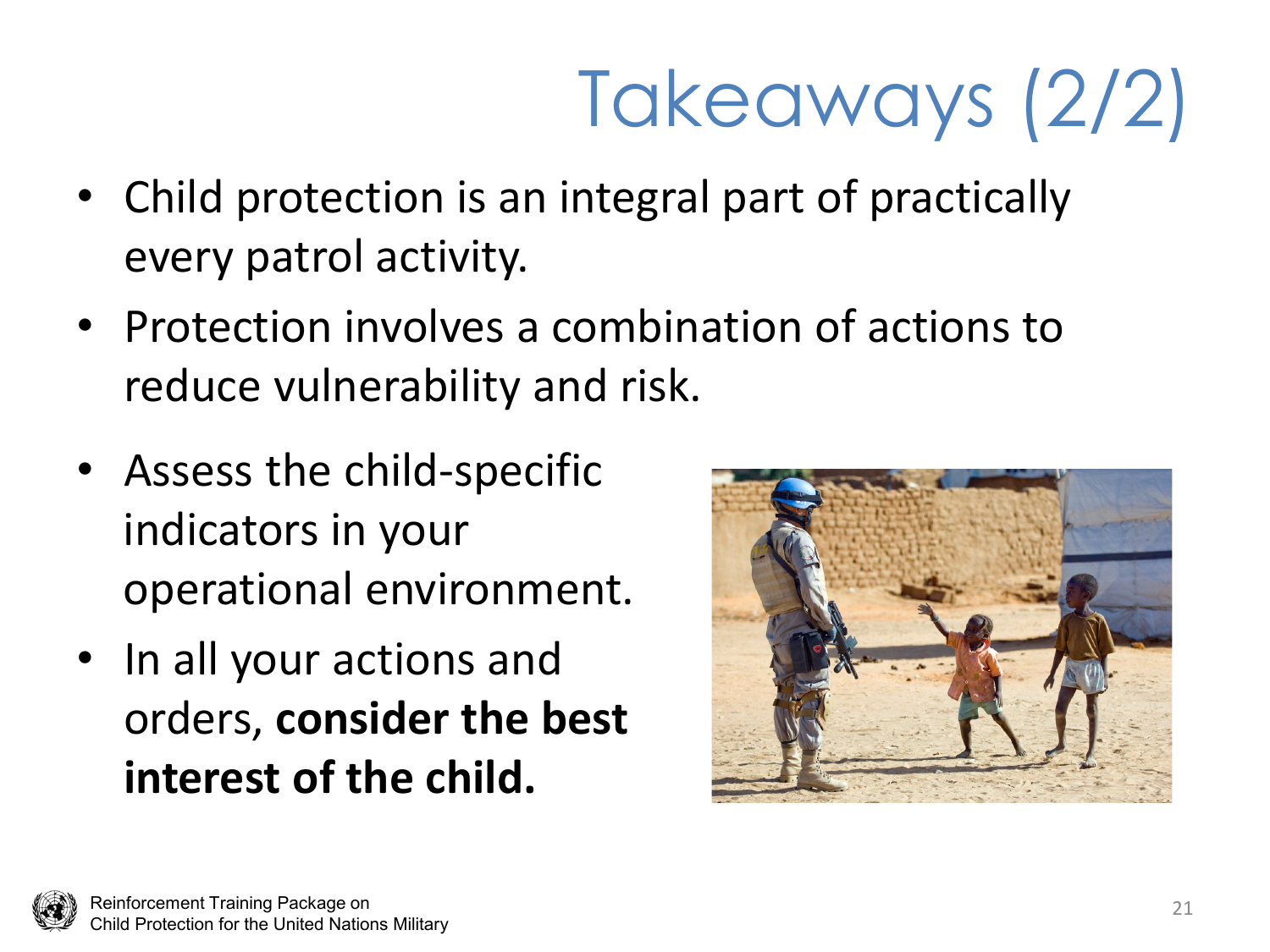# Takeaways (2/2)

- Child protection is an integral part of practically every patrol activity.
- Protection involves a combination of actions to reduce vulnerability and risk.
- Assess the child-specific indicators in your operational environment.
- In all your actions and orders, **consider the best interest of the child.**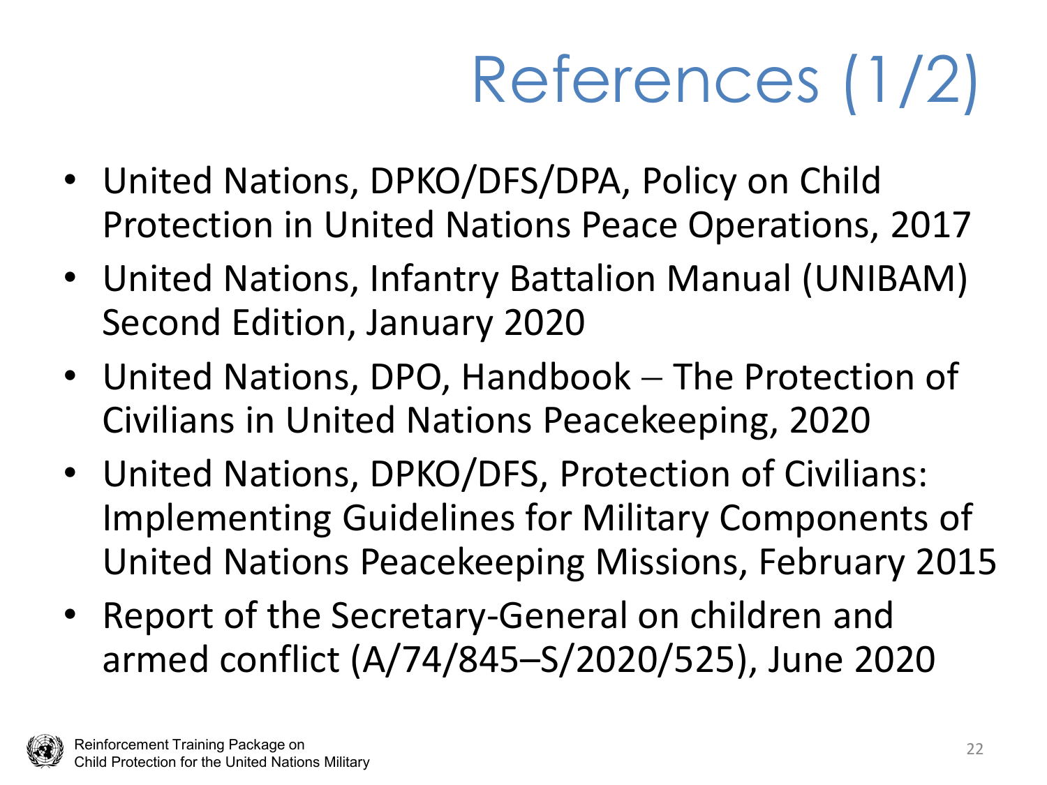# References (1/2)

- United Nations, DPKO/DFS/DPA, Policy on Child Protection in United Nations Peace Operations, 2017
- United Nations, Infantry Battalion Manual (UNIBAM) Second Edition, January 2020
- United Nations, DPO, Handbook – The Protection of Civilians in United Nations Peacekeeping, 2020
- United Nations, DPKO/DFS, Protection of Civilians: Implementing Guidelines for Military Components of United Nations Peacekeeping Missions, February 2015
- Report of the Secretary-General on children and armed conflict (A/74/845–S/2020/525), June 2020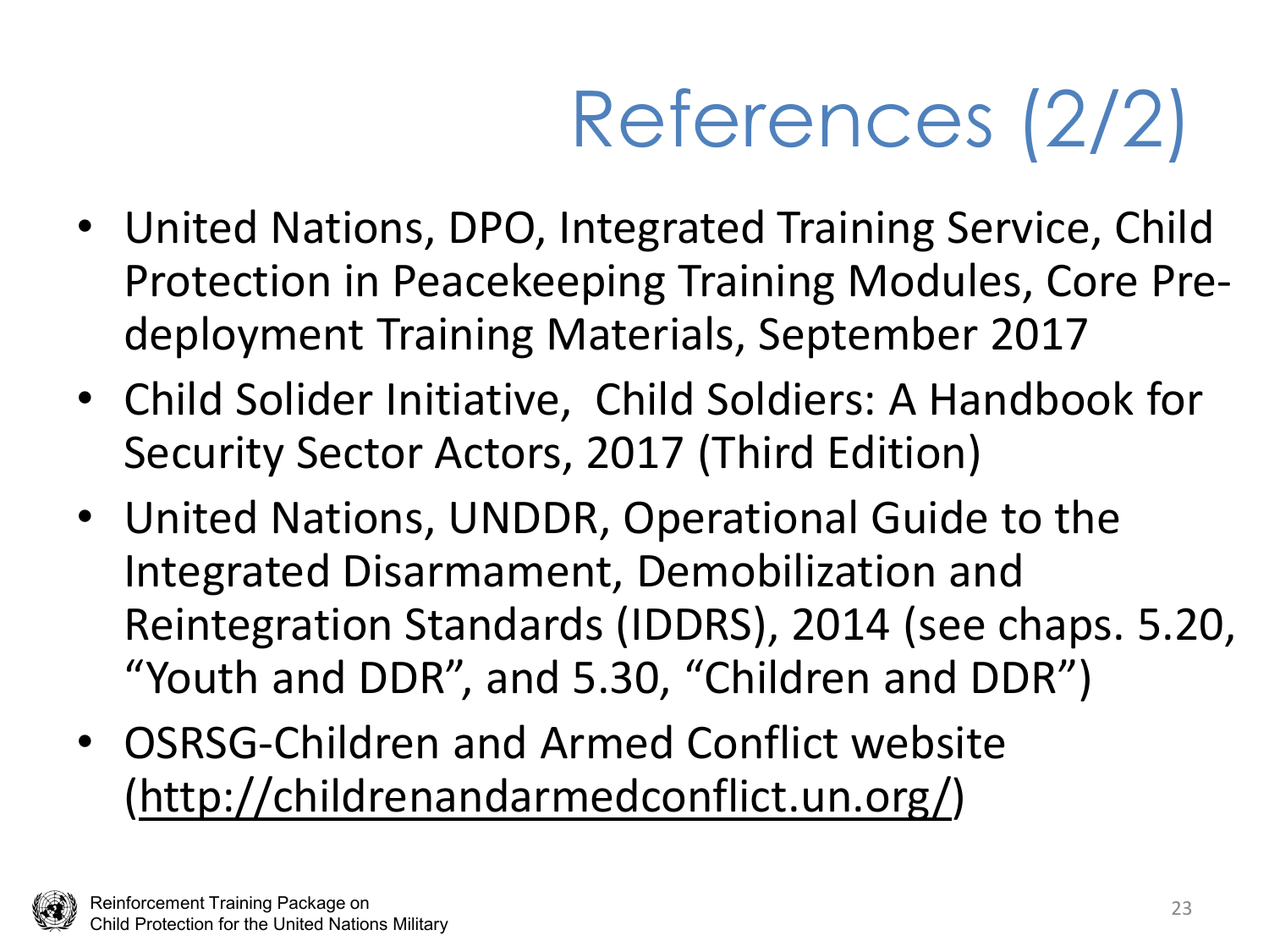# References (2/2)

- United Nations, DPO, Integrated Training Service, Child Protection in Peacekeeping Training Modules, Core Pre-deployment Training Materials, September 2017
- Child Solider Initiative, Child Soldiers: A Handbook for Security Sector Actors, 2017 (Third Edition)
- United Nations, UNDDR, Operational Guide to the Integrated Disarmament, Demobilization and Reintegration Standards (IDDRS), 2014 (see chaps. 5.20, "Youth and DDR", and 5.30, "Children and DDR")
- OSRSG-Children and Armed Conflict website (http://childrenandarmedconflict.un.org/)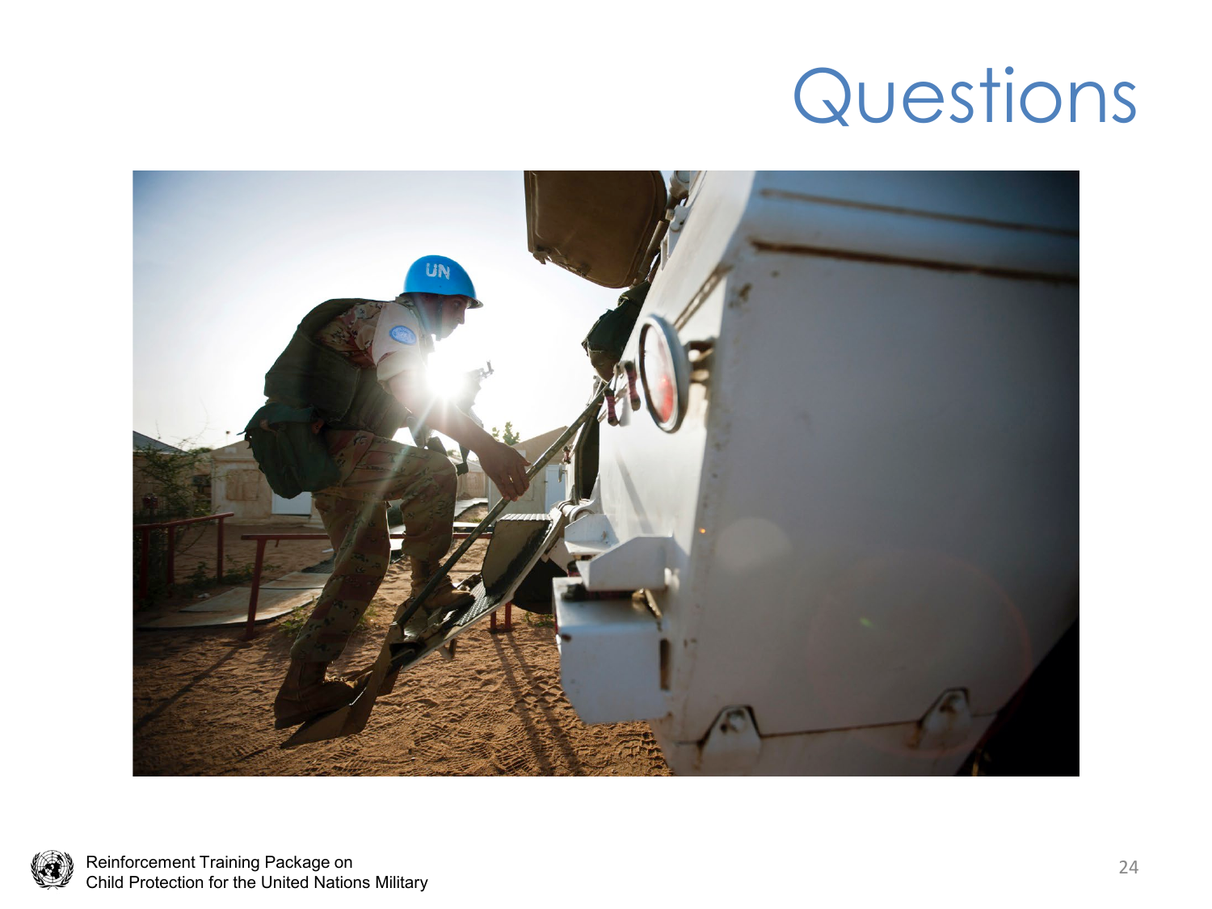# Questions